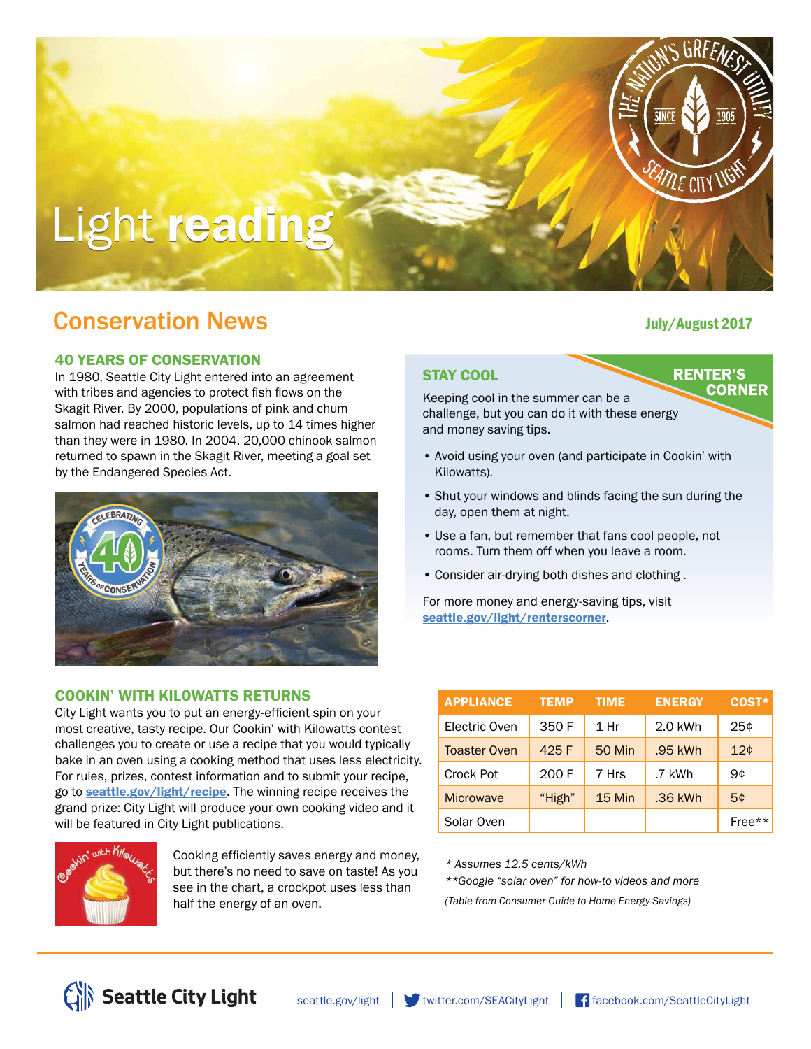# Light reading

## Conservation News

July/August 2017

### 40 YEARS OF CONSERVATION

In 1980, Seattle City Light entered into an agreement with tribes and agencies to protect fish flows on the Skagit River. By 2000, populations of pink and chum salmon had reached historic levels, up to 14 times higher than they were in 1980. In 2004, 20,000 chinook salmon returned to spawn in the Skagit River, meeting a goal set by the Endangered Species Act.

### STAY COOL

**RENTER'S CORNER**

Keeping cool in the summer can be a challenge, but you can do it with these energy and money saving tips.

- Avoid using your oven (and participate in Cookin' with Kilowatts).
- Shut your windows and blinds facing the sun during the day, open them at night.
- Use a fan, but remember that fans cool people, not rooms. Turn them off when you leave a room.
- Consider air-drying both dishes and clothing .

For more money and energy-saving tips, visit seattle.gov/light/renterscorner.

### COOKIN' WITH KILOWATTS RETURNS

City Light wants you to put an energy-efficient spin on your most creative, tasty recipe. Our Cookin' with Kilowatts contest challenges you to create or use a recipe that you would typically bake in an oven using a cooking method that uses less electricity. For rules, prizes, contest information and to submit your recipe, go to seattle.gov/light/recipe. The winning recipe receives the grand prize: City Light will produce your own cooking video and it will be featured in City Light publications.

Cooking efficiently saves energy and money, but there's no need to save on taste! As you see in the chart, a crockpot uses less than half the energy of an oven.

| APPLIANCE | TEMP | TIME | ENERGY | COST* |
|---|---|---|---|---|
| Electric Oven | 350 F | 1 Hr | 2.0 kWh | 25¢ |
| Toaster Oven | 425 F | 50 Min | .95 kWh | 12¢ |
| Crock Pot | 200 F | 7 Hrs | .7 kWh | 9¢ |
| Microwave | "High" | 15 Min | .36 kWh | 5¢ |
| Solar Oven | | | | Free** |

*\* Assumes 12.5 cents/kWh*

*\*\*Google "solar oven" for how-to videos and more*

*(Table from Consumer Guide to Home Energy Savings)*

Seattle City Light | seattle.gov/light | twitter.com/SEACityLight | facebook.com/SeattleCityLight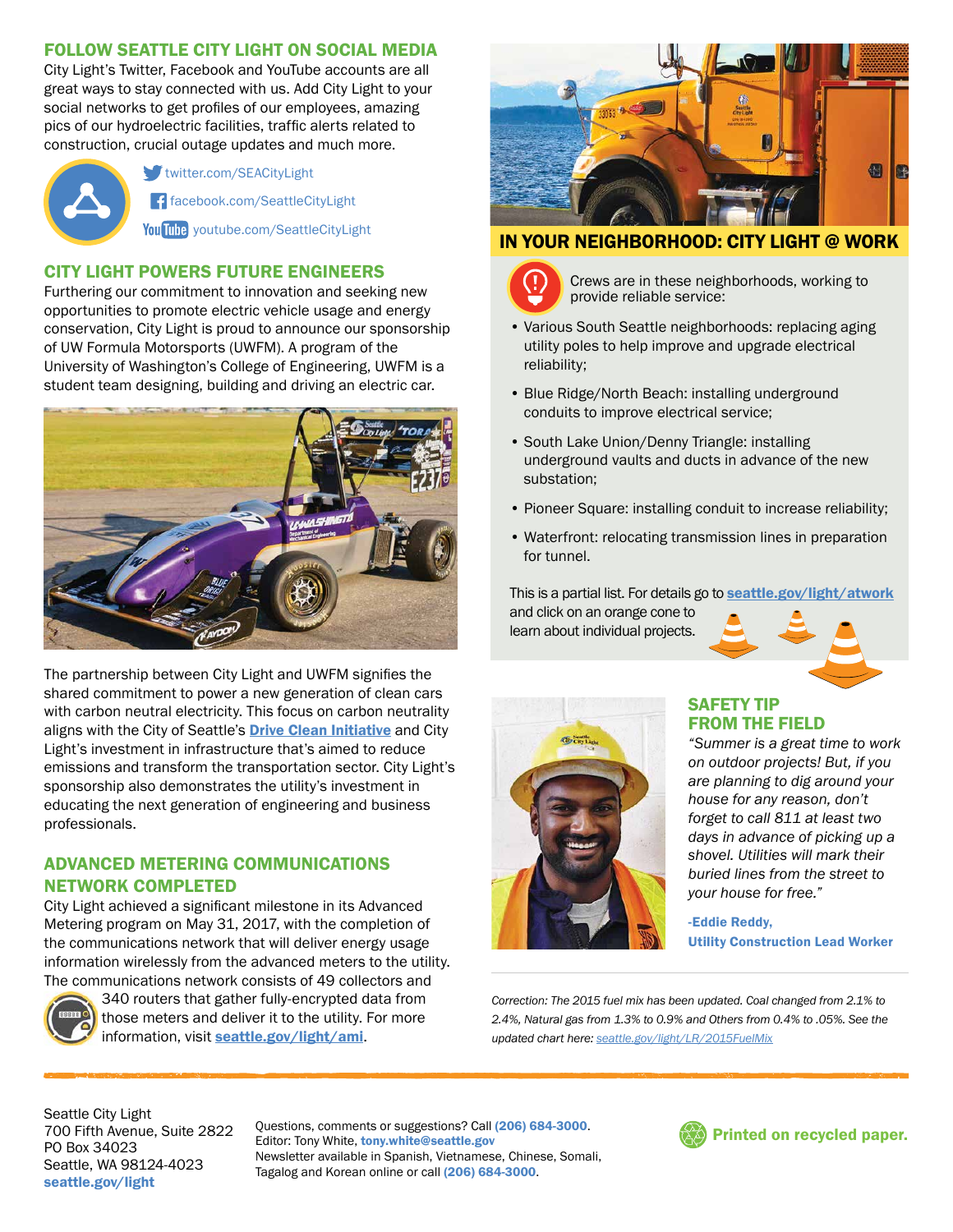## FOLLOW SEATTLE CITY LIGHT ON SOCIAL MEDIA

City Light's Twitter, Facebook and YouTube accounts are all great ways to stay connected with us. Add City Light to your social networks to get profiles of our employees, amazing pics of our hydroelectric facilities, traffic alerts related to construction, crucial outage updates and much more.

twitter.com/SEACityLight

facebook.com/SeattleCityLight

youtube.com/SeattleCityLight

## CITY LIGHT POWERS FUTURE ENGINEERS

Furthering our commitment to innovation and seeking new opportunities to promote electric vehicle usage and energy conservation, City Light is proud to announce our sponsorship of UW Formula Motorsports (UWFM). A program of the University of Washington's College of Engineering, UWFM is a student team designing, building and driving an electric car.

The partnership between City Light and UWFM signifies the shared commitment to power a new generation of clean cars with carbon neutral electricity. This focus on carbon neutrality aligns with the City of Seattle's **Drive Clean Initiative** and City Light's investment in infrastructure that's aimed to reduce emissions and transform the transportation sector. City Light's sponsorship also demonstrates the utility's investment in educating the next generation of engineering and business professionals.

## ADVANCED METERING COMMUNICATIONS NETWORK COMPLETED

City Light achieved a significant milestone in its Advanced Metering program on May 31, 2017, with the completion of the communications network that will deliver energy usage information wirelessly from the advanced meters to the utility. The communications network consists of 49 collectors and 340 routers that gather fully-encrypted data from those meters and deliver it to the utility. For more information, visit **seattle.gov/light/ami**.

## IN YOUR NEIGHBORHOOD: CITY LIGHT @ WORK

Crews are in these neighborhoods, working to provide reliable service:

- Various South Seattle neighborhoods: replacing aging utility poles to help improve and upgrade electrical reliability;
- Blue Ridge/North Beach: installing underground conduits to improve electrical service;
- South Lake Union/Denny Triangle: installing underground vaults and ducts in advance of the new substation;
- Pioneer Square: installing conduit to increase reliability;
- Waterfront: relocating transmission lines in preparation for tunnel.

This is a partial list. For details go to **seattle.gov/light/atwork** and click on an orange cone to learn about individual projects.

## SAFETY TIP FROM THE FIELD

*"Summer is a great time to work on outdoor projects! But, if you are planning to dig around your house for any reason, don't forget to call 811 at least two days in advance of picking up a shovel. Utilities will mark their buried lines from the street to your house for free."*

**-Eddie Reddy,**
**Utility Construction Lead Worker**

*Correction: The 2015 fuel mix has been updated. Coal changed from 2.1% to 2.4%, Natural gas from 1.3% to 0.9% and Others from 0.4% to .05%. See the updated chart here: seattle.gov/light/LR/2015FuelMix*

Seattle City Light
700 Fifth Avenue, Suite 2822
PO Box 34023
Seattle, WA 98124-4023
**seattle.gov/light**

Questions, comments or suggestions? Call **(206) 684-3000**.
Editor: Tony White, **tony.white@seattle.gov**
Newsletter available in Spanish, Vietnamese, Chinese, Somali, Tagalog and Korean online or call **(206) 684-3000**.

**Printed on recycled paper.**